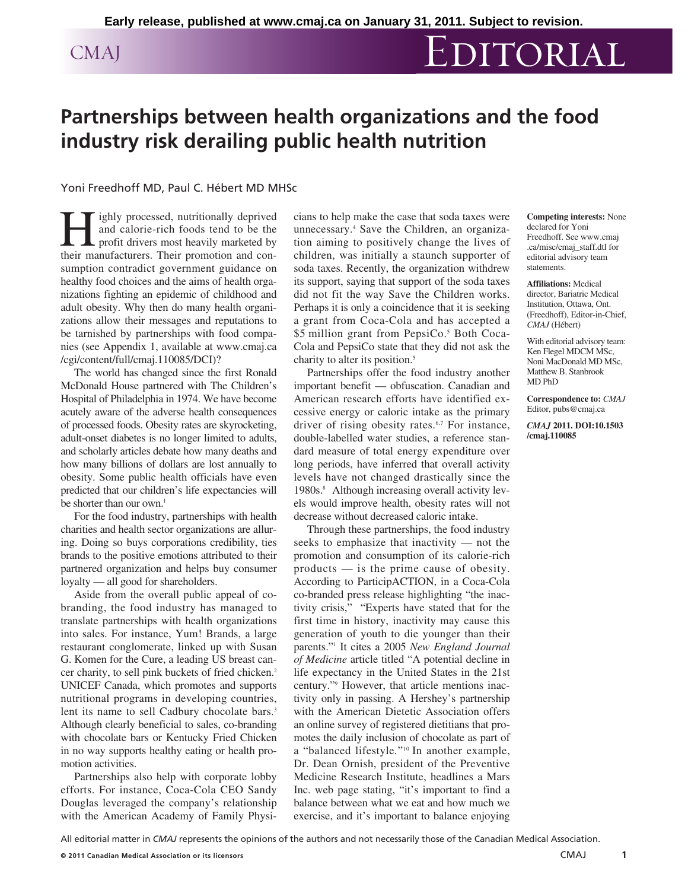Early release, published at www.cmaj.ca on January 31, 2011. Subject to revision.

# Partnerships between health organizations and the food industry risk derailing public health nutrition

Yoni Freedhoff MD, Paul C. Hébert MD MHSc

Highly processed, nutritionally deprived and calorie-rich foods tend to be the profit drivers most heavily marketed by their manufacturers. Their promotion and consumption contradict government guidance on healthy food choices and the aims of health organizations fighting an epidemic of childhood and adult obesity. Why then do many health organizations allow their messages and reputations to be tarnished by partnerships with food companies (see Appendix 1, available at www.cmaj.ca/cgi/content/full/cmaj.110085/DCI)?

The world has changed since the first Ronald McDonald House partnered with The Children's Hospital of Philadelphia in 1974. We have become acutely aware of the adverse health consequences of processed foods. Obesity rates are skyrocketing, adult-onset diabetes is no longer limited to adults, and scholarly articles debate how many deaths and how many billions of dollars are lost annually to obesity. Some public health officials have even predicted that our children's life expectancies will be shorter than our own.[1]

For the food industry, partnerships with health charities and health sector organizations are alluring. Doing so buys corporations credibility, ties brands to the positive emotions attributed to their partnered organization and helps buy consumer loyalty — all good for shareholders.

Aside from the overall public appeal of co-branding, the food industry has managed to translate partnerships with health organizations into sales. For instance, Yum! Brands, a large restaurant conglomerate, linked up with Susan G. Komen for the Cure, a leading US breast cancer charity, to sell pink buckets of fried chicken.[2] UNICEF Canada, which promotes and supports nutritional programs in developing countries, lent its name to sell Cadbury chocolate bars.[3] Although clearly beneficial to sales, co-branding with chocolate bars or Kentucky Fried Chicken in no way supports healthy eating or health promotion activities.

Partnerships also help with corporate lobby efforts. For instance, Coca-Cola CEO Sandy Douglas leveraged the company's relationship with the American Academy of Family Physicians to help make the case that soda taxes were unnecessary.[4] Save the Children, an organization aiming to positively change the lives of children, was initially a staunch supporter of soda taxes. Recently, the organization withdrew its support, saying that support of the soda taxes did not fit the way Save the Children works. Perhaps it is only a coincidence that it is seeking a grant from Coca-Cola and has accepted a \$5 million grant from PepsiCo.[5] Both Coca-Cola and PepsiCo state that they did not ask the charity to alter its position.[5]

Partnerships offer the food industry another important benefit — obfuscation. Canadian and American research efforts have identified excessive energy or caloric intake as the primary driver of rising obesity rates.[6,7] For instance, double-labelled water studies, a reference standard measure of total energy expenditure over long periods, have inferred that overall activity levels have not changed drastically since the 1980s.[8] Although increasing overall activity levels would improve health, obesity rates will not decrease without decreased caloric intake.

Through these partnerships, the food industry seeks to emphasize that inactivity — not the promotion and consumption of its calorie-rich products — is the prime cause of obesity. According to ParticipACTION, in a Coca-Cola co-branded press release highlighting "the inactivity crisis," "Experts have stated that for the first time in history, inactivity may cause this generation of youth to die younger than their parents."[1] It cites a 2005 *New England Journal of Medicine* article titled "A potential decline in life expectancy in the United States in the 21st century."[9] However, that article mentions inactivity only in passing. A Hershey's partnership with the American Dietetic Association offers an online survey of registered dietitians that promotes the daily inclusion of chocolate as part of a "balanced lifestyle."[10] In another example, Dr. Dean Ornish, president of the Preventive Medicine Research Institute, headlines a Mars Inc. web page stating, "it's important to find a balance between what we eat and how much we exercise, and it's important to balance enjoying

**Competing interests:** None declared for Yoni Freedhoff. See www.cmaj.ca/misc/cmaj_staff.dtl for editorial advisory team statements.

**Affiliations:** Medical director, Bariatric Medical Institution, Ottawa, Ont. (Freedhoff), Editor-in-Chief, *CMAJ* (Hébert)

With editorial advisory team: Ken Flegel MDCM MSc, Noni MacDonald MD MSc, Matthew B. Stanbrook MD PhD

**Correspondence to:** *CMAJ* Editor, pubs@cmaj.ca

***CMAJ* 2011. DOI:10.1503/cmaj.110085**

All editorial matter in *CMAJ* represents the opinions of the authors and not necessarily those of the Canadian Medical Association.

© 2011 Canadian Medical Association or its licensors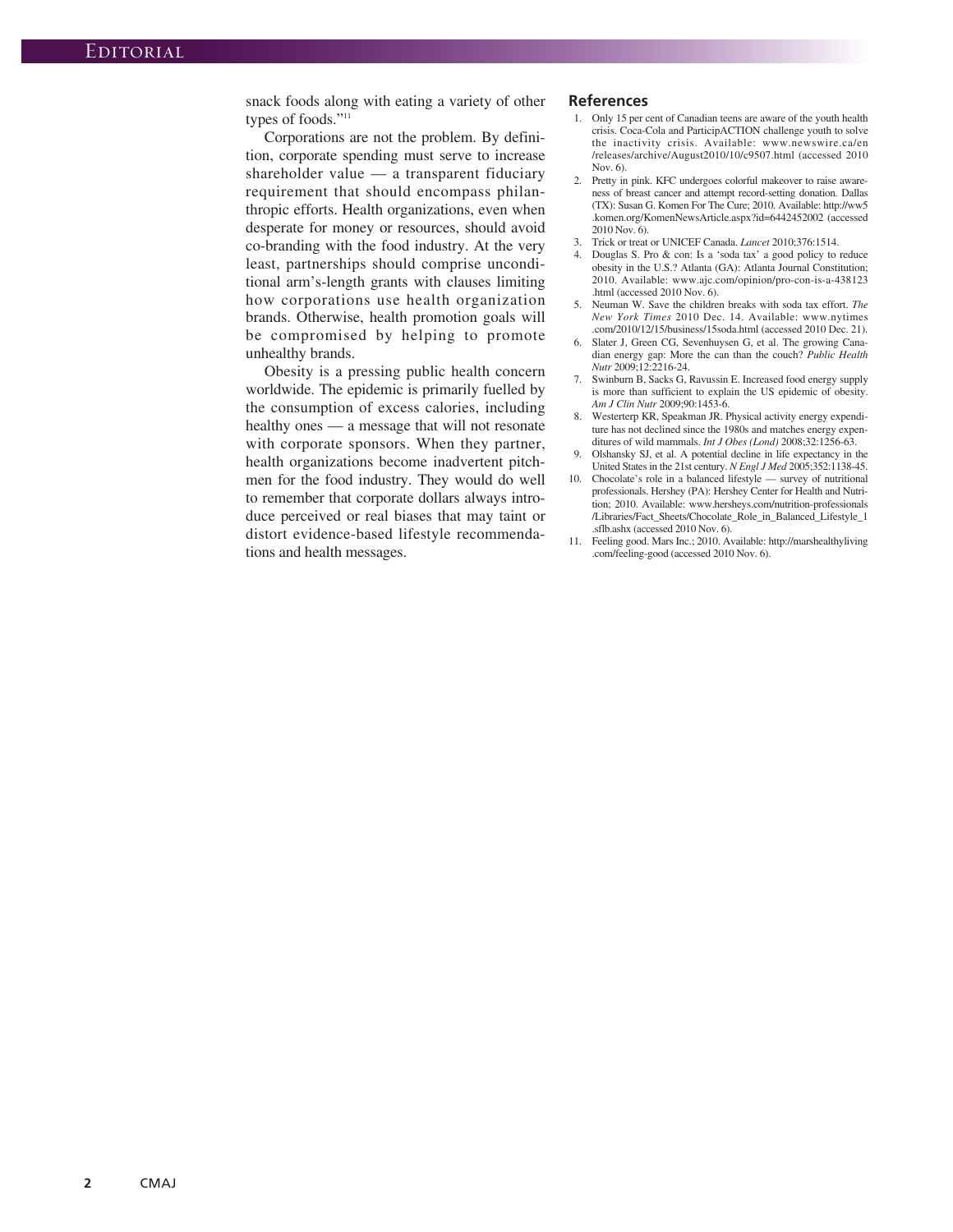snack foods along with eating a variety of other types of foods."[11]

Corporations are not the problem. By definition, corporate spending must serve to increase shareholder value — a transparent fiduciary requirement that should encompass philanthropic efforts. Health organizations, even when desperate for money or resources, should avoid co-branding with the food industry. At the very least, partnerships should comprise unconditional arm's-length grants with clauses limiting how corporations use health organization brands. Otherwise, health promotion goals will be compromised by helping to promote unhealthy brands.

Obesity is a pressing public health concern worldwide. The epidemic is primarily fuelled by the consumption of excess calories, including healthy ones — a message that will not resonate with corporate sponsors. When they partner, health organizations become inadvertent pitchmen for the food industry. They would do well to remember that corporate dollars always introduce perceived or real biases that may taint or distort evidence-based lifestyle recommendations and health messages.

## References

1. Only 15 per cent of Canadian teens are aware of the youth health crisis. Coca-Cola and ParticipACTION challenge youth to solve the inactivity crisis. Available: www.newswire.ca/en/releases/archive/August2010/10/c9507.html (accessed 2010 Nov. 6).
2. Pretty in pink. KFC undergoes colorful makeover to raise awareness of breast cancer and attempt record-setting donation. Dallas (TX): Susan G. Komen For The Cure; 2010. Available: http://ww5.komen.org/KomenNewsArticle.aspx?id=6442452002 (accessed 2010 Nov. 6).
3. Trick or treat or UNICEF Canada. *Lancet* 2010;376:1514.
4. Douglas S. Pro & con: Is a 'soda tax' a good policy to reduce obesity in the U.S.? Atlanta (GA): Atlanta Journal Constitution; 2010. Available: www.ajc.com/opinion/pro-con-is-a-438123.html (accessed 2010 Nov. 6).
5. Neuman W. Save the children breaks with soda tax effort. *The New York Times* 2010 Dec. 14. Available: www.nytimes.com/2010/12/15/business/15soda.html (accessed 2010 Dec. 21).
6. Slater J, Green CG, Sevenhuysen G, et al. The growing Canadian energy gap: More the can than the couch? *Public Health Nutr* 2009;12:2216-24.
7. Swinburn B, Sacks G, Ravussin E. Increased food energy supply is more than sufficient to explain the US epidemic of obesity. *Am J Clin Nutr* 2009;90:1453-6.
8. Westerterp KR, Speakman JR. Physical activity energy expenditure has not declined since the 1980s and matches energy expenditures of wild mammals. *Int J Obes (Lond)* 2008;32:1256-63.
9. Olshansky SJ, et al. A potential decline in life expectancy in the United States in the 21st century. *N Engl J Med* 2005;352:1138-45.
10. Chocolate's role in a balanced lifestyle — survey of nutritional professionals. Hershey (PA): Hershey Center for Health and Nutrition; 2010. Available: www.hersheys.com/nutrition-professionals/Libraries/Fact_Sheets/Chocolate_Role_in_Balanced_Lifestyle_1.sflb.ashx (accessed 2010 Nov. 6).
11. Feeling good. Mars Inc.; 2010. Available: http://marshealthyliving.com/feeling-good (accessed 2010 Nov. 6).